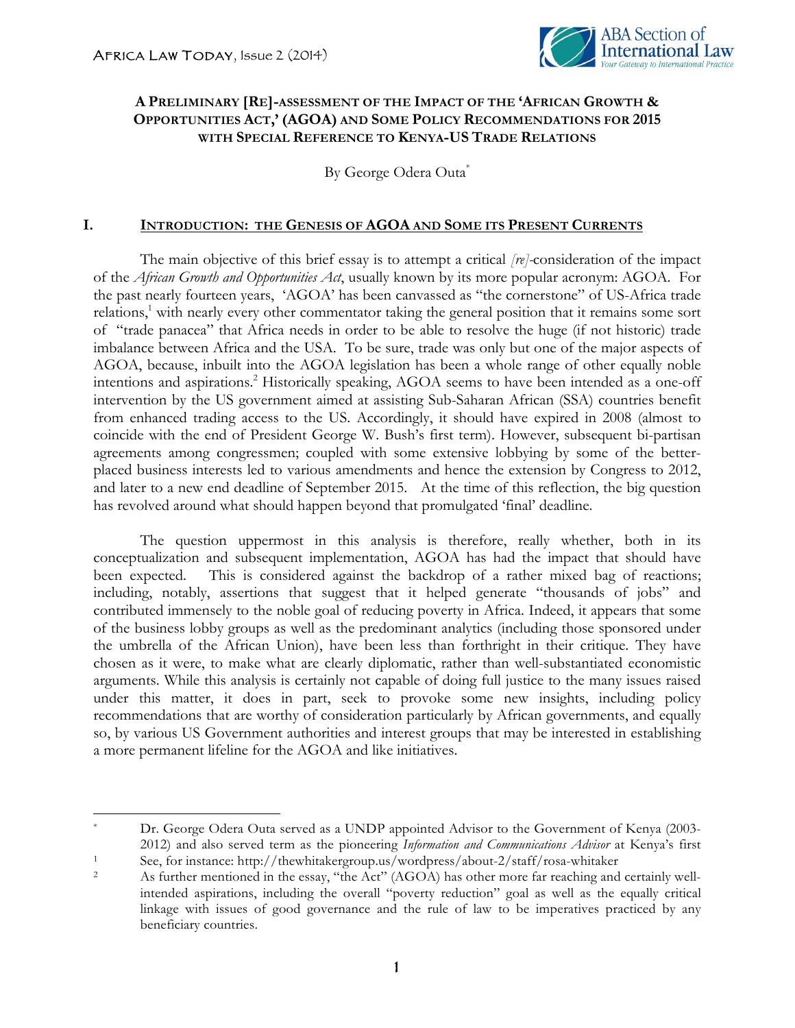# A Preliminary [Re]-assessment of the Impact of the 'African Growth & Opportunities Act,' (AGOA) and Some Policy Recommendations for 2015 with Special Reference to Kenya-US Trade Relations

By George Odera Outa[*]

## I. Introduction: The Genesis of AGOA and Some its Present Currents

The main objective of this brief essay is to attempt a critical *[re]*-consideration of the impact of the *African Growth and Opportunities Act*, usually known by its more popular acronym: AGOA. For the past nearly fourteen years, 'AGOA' has been canvassed as "the cornerstone" of US-Africa trade relations,[1] with nearly every other commentator taking the general position that it remains some sort of "trade panacea" that Africa needs in order to be able to resolve the huge (if not historic) trade imbalance between Africa and the USA. To be sure, trade was only but one of the major aspects of AGOA, because, inbuilt into the AGOA legislation has been a whole range of other equally noble intentions and aspirations.[2] Historically speaking, AGOA seems to have been intended as a one-off intervention by the US government aimed at assisting Sub-Saharan African (SSA) countries benefit from enhanced trading access to the US. Accordingly, it should have expired in 2008 (almost to coincide with the end of President George W. Bush's first term). However, subsequent bi-partisan agreements among congressmen; coupled with some extensive lobbying by some of the better-placed business interests led to various amendments and hence the extension by Congress to 2012, and later to a new end deadline of September 2015. At the time of this reflection, the big question has revolved around what should happen beyond that promulgated 'final' deadline.

The question uppermost in this analysis is therefore, really whether, both in its conceptualization and subsequent implementation, AGOA has had the impact that should have been expected. This is considered against the backdrop of a rather mixed bag of reactions; including, notably, assertions that suggest that it helped generate "thousands of jobs" and contributed immensely to the noble goal of reducing poverty in Africa. Indeed, it appears that some of the business lobby groups as well as the predominant analytics (including those sponsored under the umbrella of the African Union), have been less than forthright in their critique. They have chosen as it were, to make what are clearly diplomatic, rather than well-substantiated economistic arguments. While this analysis is certainly not capable of doing full justice to the many issues raised under this matter, it does in part, seek to provoke some new insights, including policy recommendations that are worthy of consideration particularly by African governments, and equally so, by various US Government authorities and interest groups that may be interested in establishing a more permanent lifeline for the AGOA and like initiatives.

---

[*] Dr. George Odera Outa served as a UNDP appointed Advisor to the Government of Kenya (2003-2012) and also served term as the pioneering *Information and Communications Advisor* at Kenya's first

[1] See, for instance: http://thewhitakergroup.us/wordpress/about-2/staff/rosa-whitaker

[2] As further mentioned in the essay, "the Act" (AGOA) has other more far reaching and certainly well-intended aspirations, including the overall "poverty reduction" goal as well as the equally critical linkage with issues of good governance and the rule of law to be imperatives practiced by any beneficiary countries.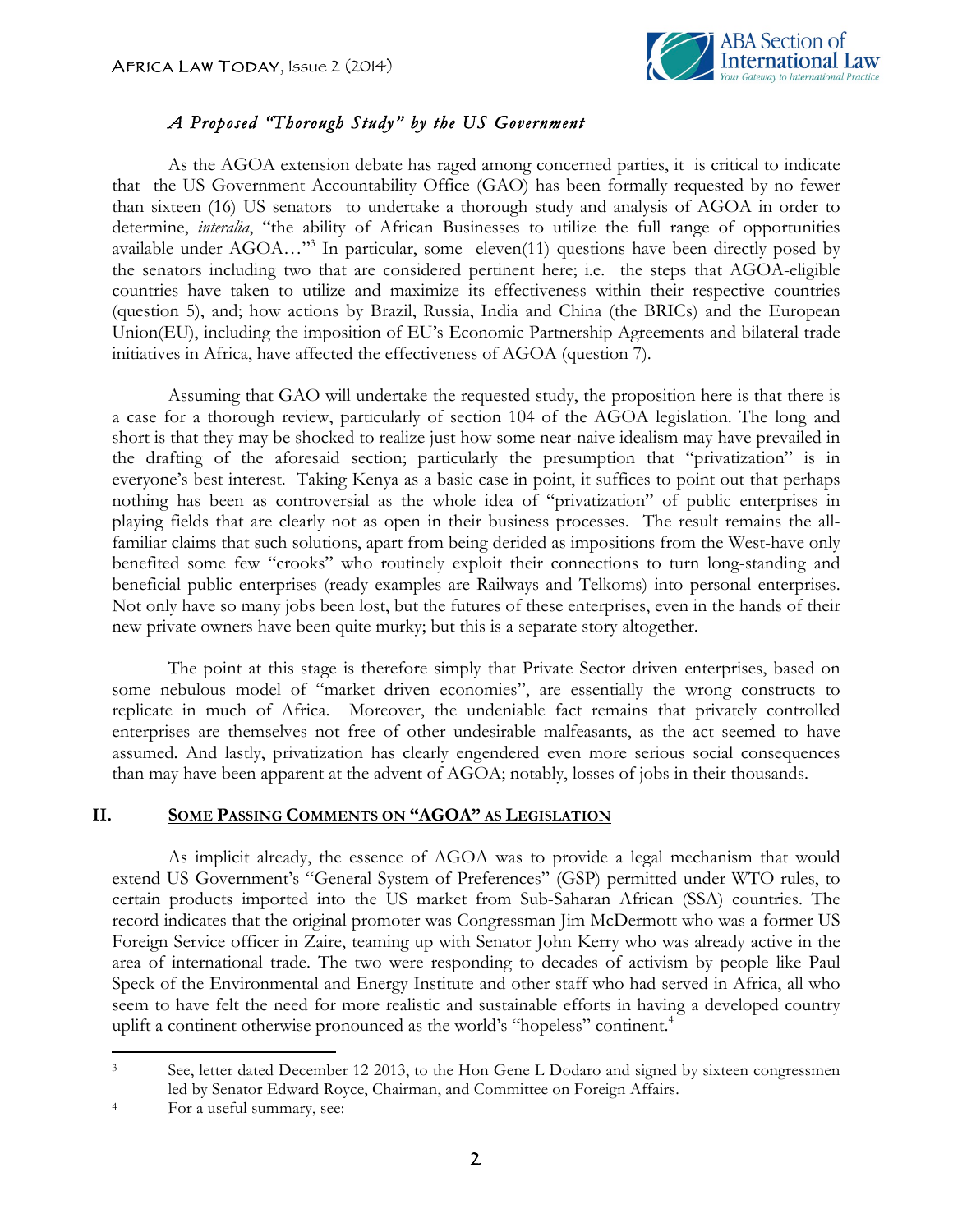### *A Proposed "Thorough Study" by the US Government*

As the AGOA extension debate has raged among concerned parties, it is critical to indicate that the US Government Accountability Office (GAO) has been formally requested by no fewer than sixteen (16) US senators to undertake a thorough study and analysis of AGOA in order to determine, *interalia*, "the ability of African Businesses to utilize the full range of opportunities available under AGOA…"[3] In particular, some eleven(11) questions have been directly posed by the senators including two that are considered pertinent here; i.e. the steps that AGOA-eligible countries have taken to utilize and maximize its effectiveness within their respective countries (question 5), and; how actions by Brazil, Russia, India and China (the BRICs) and the European Union(EU), including the imposition of EU's Economic Partnership Agreements and bilateral trade initiatives in Africa, have affected the effectiveness of AGOA (question 7).

Assuming that GAO will undertake the requested study, the proposition here is that there is a case for a thorough review, particularly of section 104 of the AGOA legislation. The long and short is that they may be shocked to realize just how some near-naive idealism may have prevailed in the drafting of the aforesaid section; particularly the presumption that "privatization" is in everyone's best interest. Taking Kenya as a basic case in point, it suffices to point out that perhaps nothing has been as controversial as the whole idea of "privatization" of public enterprises in playing fields that are clearly not as open in their business processes. The result remains the all-familiar claims that such solutions, apart from being derided as impositions from the West-have only benefited some few "crooks" who routinely exploit their connections to turn long-standing and beneficial public enterprises (ready examples are Railways and Telkoms) into personal enterprises. Not only have so many jobs been lost, but the futures of these enterprises, even in the hands of their new private owners have been quite murky; but this is a separate story altogether.

The point at this stage is therefore simply that Private Sector driven enterprises, based on some nebulous model of "market driven economies", are essentially the wrong constructs to replicate in much of Africa. Moreover, the undeniable fact remains that privately controlled enterprises are themselves not free of other undesirable malfeasants, as the act seemed to have assumed. And lastly, privatization has clearly engendered even more serious social consequences than may have been apparent at the advent of AGOA; notably, losses of jobs in their thousands.

## II. Some Passing Comments on "AGOA" as Legislation

As implicit already, the essence of AGOA was to provide a legal mechanism that would extend US Government's "General System of Preferences" (GSP) permitted under WTO rules, to certain products imported into the US market from Sub-Saharan African (SSA) countries. The record indicates that the original promoter was Congressman Jim McDermott who was a former US Foreign Service officer in Zaire, teaming up with Senator John Kerry who was already active in the area of international trade. The two were responding to decades of activism by people like Paul Speck of the Environmental and Energy Institute and other staff who had served in Africa, all who seem to have felt the need for more realistic and sustainable efforts in having a developed country uplift a continent otherwise pronounced as the world's "hopeless" continent.[4]

---

[3] See, letter dated December 12 2013, to the Hon Gene L Dodaro and signed by sixteen congressmen led by Senator Edward Royce, Chairman, and Committee on Foreign Affairs.

[4] For a useful summary, see: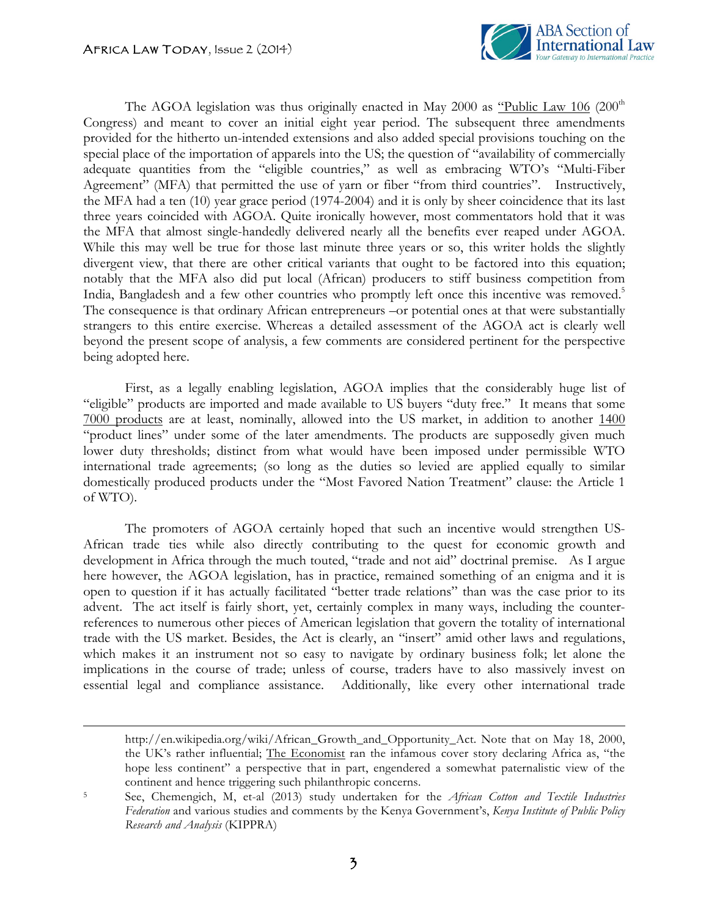The AGOA legislation was thus originally enacted in May 2000 as "Public Law 106 (200[th] Congress) and meant to cover an initial eight year period. The subsequent three amendments provided for the hitherto un-intended extensions and also added special provisions touching on the special place of the importation of apparels into the US; the question of "availability of commercially adequate quantities from the "eligible countries," as well as embracing WTO's "Multi-Fiber Agreement" (MFA) that permitted the use of yarn or fiber "from third countries". Instructively, the MFA had a ten (10) year grace period (1974-2004) and it is only by sheer coincidence that its last three years coincided with AGOA. Quite ironically however, most commentators hold that it was the MFA that almost single-handedly delivered nearly all the benefits ever reaped under AGOA. While this may well be true for those last minute three years or so, this writer holds the slightly divergent view, that there are other critical variants that ought to be factored into this equation; notably that the MFA also did put local (African) producers to stiff business competition from India, Bangladesh and a few other countries who promptly left once this incentive was removed.[5] The consequence is that ordinary African entrepreneurs –or potential ones at that were substantially strangers to this entire exercise. Whereas a detailed assessment of the AGOA act is clearly well beyond the present scope of analysis, a few comments are considered pertinent for the perspective being adopted here.

First, as a legally enabling legislation, AGOA implies that the considerably huge list of "eligible" products are imported and made available to US buyers "duty free." It means that some 7000 products are at least, nominally, allowed into the US market, in addition to another 1400 "product lines" under some of the later amendments. The products are supposedly given much lower duty thresholds; distinct from what would have been imposed under permissible WTO international trade agreements; (so long as the duties so levied are applied equally to similar domestically produced products under the "Most Favored Nation Treatment" clause: the Article 1 of WTO).

The promoters of AGOA certainly hoped that such an incentive would strengthen US-African trade ties while also directly contributing to the quest for economic growth and development in Africa through the much touted, "trade and not aid" doctrinal premise. As I argue here however, the AGOA legislation, has in practice, remained something of an enigma and it is open to question if it has actually facilitated "better trade relations" than was the case prior to its advent. The act itself is fairly short, yet, certainly complex in many ways, including the counter-references to numerous other pieces of American legislation that govern the totality of international trade with the US market. Besides, the Act is clearly, an "insert" amid other laws and regulations, which makes it an instrument not so easy to navigate by ordinary business folk; let alone the implications in the course of trade; unless of course, traders have to also massively invest on essential legal and compliance assistance. Additionally, like every other international trade

---

http://en.wikipedia.org/wiki/African_Growth_and_Opportunity_Act. Note that on May 18, 2000, the UK's rather influential; The Economist ran the infamous cover story declaring Africa as, "the hope less continent" a perspective that in part, engendered a somewhat paternalistic view of the continent and hence triggering such philanthropic concerns.

[5] See, Chemengich, M, et-al (2013) study undertaken for the *African Cotton and Textile Industries Federation* and various studies and comments by the Kenya Government's, *Kenya Institute of Public Policy Research and Analysis* (KIPPRA)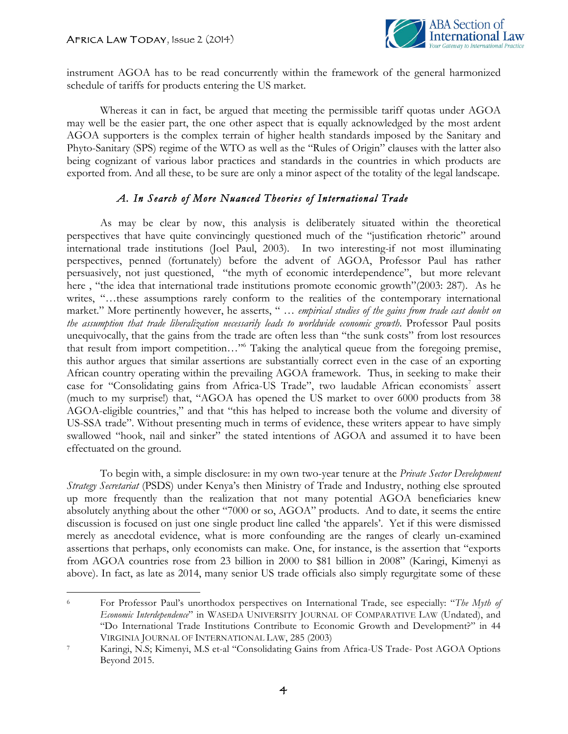instrument AGOA has to be read concurrently within the framework of the general harmonized schedule of tariffs for products entering the US market.

Whereas it can in fact, be argued that meeting the permissible tariff quotas under AGOA may well be the easier part, the one other aspect that is equally acknowledged by the most ardent AGOA supporters is the complex terrain of higher health standards imposed by the Sanitary and Phyto-Sanitary (SPS) regime of the WTO as well as the "Rules of Origin" clauses with the latter also being cognizant of various labor practices and standards in the countries in which products are exported from. And all these, to be sure are only a minor aspect of the totality of the legal landscape.

### *A. In Search of More Nuanced Theories of International Trade*

As may be clear by now, this analysis is deliberately situated within the theoretical perspectives that have quite convincingly questioned much of the "justification rhetoric" around international trade institutions (Joel Paul, 2003). In two interesting-if not most illuminating perspectives, penned (fortunately) before the advent of AGOA, Professor Paul has rather persuasively, not just questioned, "the myth of economic interdependence", but more relevant here , "the idea that international trade institutions promote economic growth"(2003: 287). As he writes, "…these assumptions rarely conform to the realities of the contemporary international market." More pertinently however, he asserts, " … *empirical studies of the gains from trade cast doubt on the assumption that trade liberalization necessarily leads to worldwide economic growth*. Professor Paul posits unequivocally, that the gains from the trade are often less than "the sunk costs" from lost resources that result from import competition…"[6] Taking the analytical queue from the foregoing premise, this author argues that similar assertions are substantially correct even in the case of an exporting African country operating within the prevailing AGOA framework. Thus, in seeking to make their case for "Consolidating gains from Africa-US Trade", two laudable African economists[7] assert (much to my surprise!) that, "AGOA has opened the US market to over 6000 products from 38 AGOA-eligible countries," and that "this has helped to increase both the volume and diversity of US-SSA trade". Without presenting much in terms of evidence, these writers appear to have simply swallowed "hook, nail and sinker" the stated intentions of AGOA and assumed it to have been effectuated on the ground.

To begin with, a simple disclosure: in my own two-year tenure at the *Private Sector Development Strategy Secretariat* (PSDS) under Kenya's then Ministry of Trade and Industry, nothing else sprouted up more frequently than the realization that not many potential AGOA beneficiaries knew absolutely anything about the other "7000 or so, AGOA" products. And to date, it seems the entire discussion is focused on just one single product line called 'the apparels'. Yet if this were dismissed merely as anecdotal evidence, what is more confounding are the ranges of clearly un-examined assertions that perhaps, only economists can make. One, for instance, is the assertion that "exports from AGOA countries rose from 23 billion in 2000 to $81 billion in 2008" (Karingi, Kimenyi as above). In fact, as late as 2014, many senior US trade officials also simply regurgitate some of these

---

[6] For Professor Paul's unorthodox perspectives on International Trade, see especially: "*The Myth of Economic Interdependence*" in WASEDA UNIVERSITY JOURNAL OF COMPARATIVE LAW (Undated), and "Do International Trade Institutions Contribute to Economic Growth and Development?" in 44 VIRGINIA JOURNAL OF INTERNATIONAL LAW, 285 (2003)

[7] Karingi, N.S; Kimenyi, M.S et-al "Consolidating Gains from Africa-US Trade- Post AGOA Options Beyond 2015.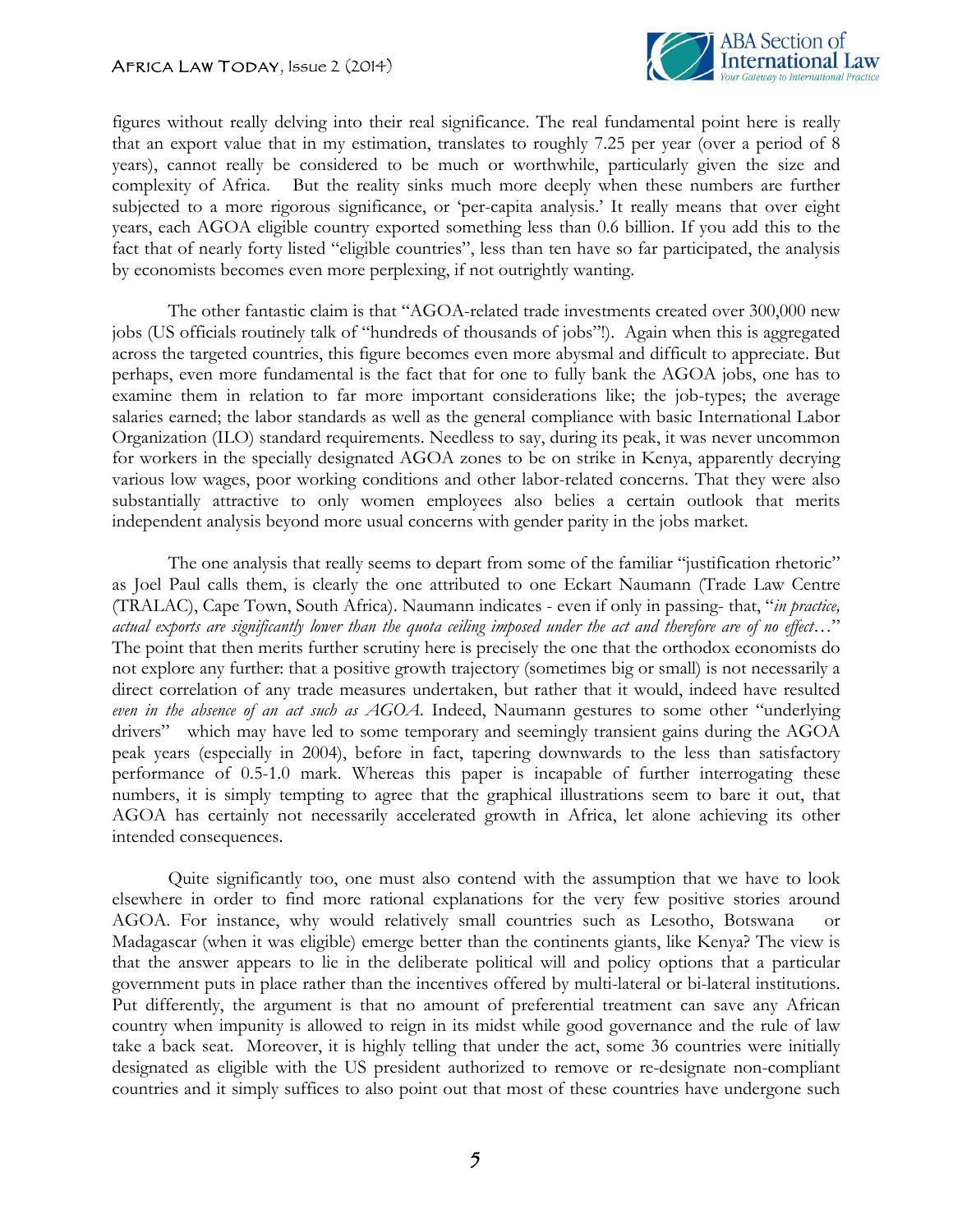figures without really delving into their real significance. The real fundamental point here is really that an export value that in my estimation, translates to roughly 7.25 per year (over a period of 8 years), cannot really be considered to be much or worthwhile, particularly given the size and complexity of Africa. But the reality sinks much more deeply when these numbers are further subjected to a more rigorous significance, or 'per-capita analysis.' It really means that over eight years, each AGOA eligible country exported something less than 0.6 billion. If you add this to the fact that of nearly forty listed "eligible countries", less than ten have so far participated, the analysis by economists becomes even more perplexing, if not outrightly wanting.

The other fantastic claim is that "AGOA-related trade investments created over 300,000 new jobs (US officials routinely talk of "hundreds of thousands of jobs"!). Again when this is aggregated across the targeted countries, this figure becomes even more abysmal and difficult to appreciate. But perhaps, even more fundamental is the fact that for one to fully bank the AGOA jobs, one has to examine them in relation to far more important considerations like; the job-types; the average salaries earned; the labor standards as well as the general compliance with basic International Labor Organization (ILO) standard requirements. Needless to say, during its peak, it was never uncommon for workers in the specially designated AGOA zones to be on strike in Kenya, apparently decrying various low wages, poor working conditions and other labor-related concerns. That they were also substantially attractive to only women employees also belies a certain outlook that merits independent analysis beyond more usual concerns with gender parity in the jobs market.

The one analysis that really seems to depart from some of the familiar "justification rhetoric" as Joel Paul calls them, is clearly the one attributed to one Eckart Naumann (Trade Law Centre (TRALAC), Cape Town, South Africa). Naumann indicates - even if only in passing- that, "*in practice, actual exports are significantly lower than the quota ceiling imposed under the act and therefore are of no effect…*" The point that then merits further scrutiny here is precisely the one that the orthodox economists do not explore any further: that a positive growth trajectory (sometimes big or small) is not necessarily a direct correlation of any trade measures undertaken, but rather that it would, indeed have resulted *even in the absence of an act such as AGOA*. Indeed, Naumann gestures to some other "underlying drivers" which may have led to some temporary and seemingly transient gains during the AGOA peak years (especially in 2004), before in fact, tapering downwards to the less than satisfactory performance of 0.5-1.0 mark. Whereas this paper is incapable of further interrogating these numbers, it is simply tempting to agree that the graphical illustrations seem to bare it out, that AGOA has certainly not necessarily accelerated growth in Africa, let alone achieving its other intended consequences.

Quite significantly too, one must also contend with the assumption that we have to look elsewhere in order to find more rational explanations for the very few positive stories around AGOA. For instance, why would relatively small countries such as Lesotho, Botswana or Madagascar (when it was eligible) emerge better than the continents giants, like Kenya? The view is that the answer appears to lie in the deliberate political will and policy options that a particular government puts in place rather than the incentives offered by multi-lateral or bi-lateral institutions. Put differently, the argument is that no amount of preferential treatment can save any African country when impunity is allowed to reign in its midst while good governance and the rule of law take a back seat. Moreover, it is highly telling that under the act, some 36 countries were initially designated as eligible with the US president authorized to remove or re-designate non-compliant countries and it simply suffices to also point out that most of these countries have undergone such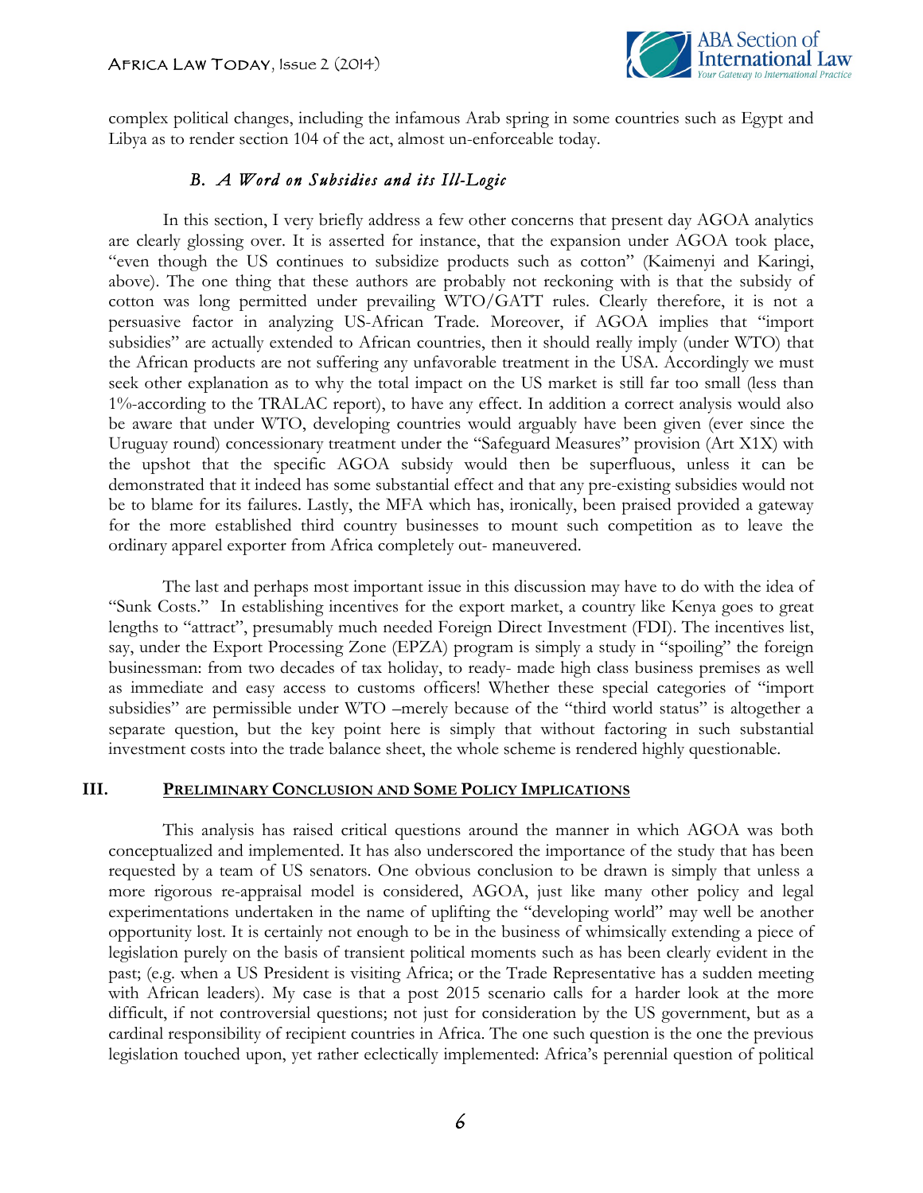complex political changes, including the infamous Arab spring in some countries such as Egypt and Libya as to render section 104 of the act, almost un-enforceable today.

### B. *A Word on Subsidies and its Ill-Logic*

In this section, I very briefly address a few other concerns that present day AGOA analytics are clearly glossing over. It is asserted for instance, that the expansion under AGOA took place, "even though the US continues to subsidize products such as cotton" (Kaimenyi and Karingi, above). The one thing that these authors are probably not reckoning with is that the subsidy of cotton was long permitted under prevailing WTO/GATT rules. Clearly therefore, it is not a persuasive factor in analyzing US-African Trade. Moreover, if AGOA implies that "import subsidies" are actually extended to African countries, then it should really imply (under WTO) that the African products are not suffering any unfavorable treatment in the USA. Accordingly we must seek other explanation as to why the total impact on the US market is still far too small (less than 1%-according to the TRALAC report), to have any effect. In addition a correct analysis would also be aware that under WTO, developing countries would arguably have been given (ever since the Uruguay round) concessionary treatment under the "Safeguard Measures" provision (Art X1X) with the upshot that the specific AGOA subsidy would then be superfluous, unless it can be demonstrated that it indeed has some substantial effect and that any pre-existing subsidies would not be to blame for its failures. Lastly, the MFA which has, ironically, been praised provided a gateway for the more established third country businesses to mount such competition as to leave the ordinary apparel exporter from Africa completely out- maneuvered.

The last and perhaps most important issue in this discussion may have to do with the idea of "Sunk Costs." In establishing incentives for the export market, a country like Kenya goes to great lengths to "attract", presumably much needed Foreign Direct Investment (FDI). The incentives list, say, under the Export Processing Zone (EPZA) program is simply a study in "spoiling" the foreign businessman: from two decades of tax holiday, to ready- made high class business premises as well as immediate and easy access to customs officers! Whether these special categories of "import subsidies" are permissible under WTO –merely because of the "third world status" is altogether a separate question, but the key point here is simply that without factoring in such substantial investment costs into the trade balance sheet, the whole scheme is rendered highly questionable.

## III. Preliminary Conclusion and Some Policy Implications

This analysis has raised critical questions around the manner in which AGOA was both conceptualized and implemented. It has also underscored the importance of the study that has been requested by a team of US senators. One obvious conclusion to be drawn is simply that unless a more rigorous re-appraisal model is considered, AGOA, just like many other policy and legal experimentations undertaken in the name of uplifting the "developing world" may well be another opportunity lost. It is certainly not enough to be in the business of whimsically extending a piece of legislation purely on the basis of transient political moments such as has been clearly evident in the past; (e.g. when a US President is visiting Africa; or the Trade Representative has a sudden meeting with African leaders). My case is that a post 2015 scenario calls for a harder look at the more difficult, if not controversial questions; not just for consideration by the US government, but as a cardinal responsibility of recipient countries in Africa. The one such question is the one the previous legislation touched upon, yet rather eclectically implemented: Africa's perennial question of political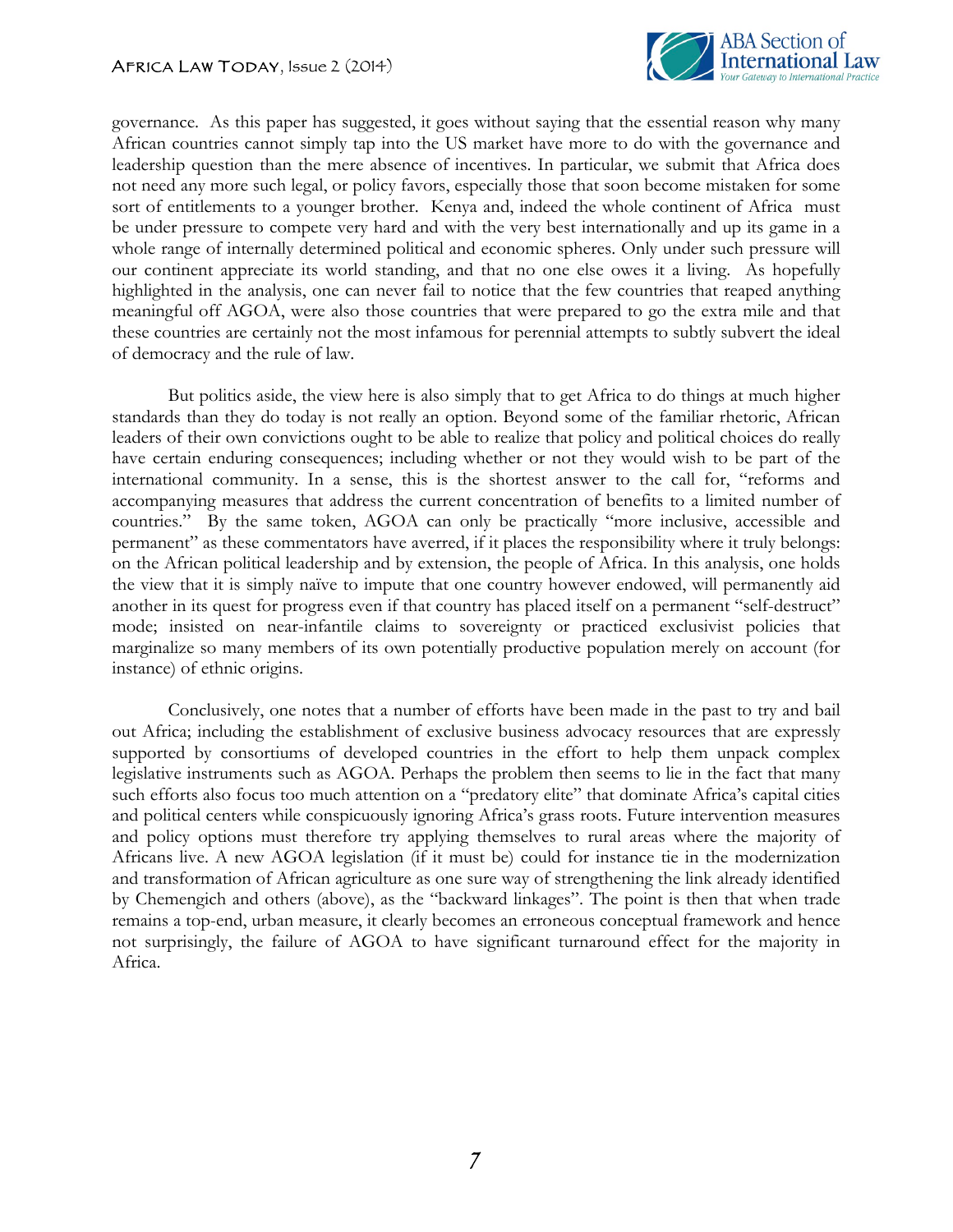governance. As this paper has suggested, it goes without saying that the essential reason why many African countries cannot simply tap into the US market have more to do with the governance and leadership question than the mere absence of incentives. In particular, we submit that Africa does not need any more such legal, or policy favors, especially those that soon become mistaken for some sort of entitlements to a younger brother. Kenya and, indeed the whole continent of Africa must be under pressure to compete very hard and with the very best internationally and up its game in a whole range of internally determined political and economic spheres. Only under such pressure will our continent appreciate its world standing, and that no one else owes it a living. As hopefully highlighted in the analysis, one can never fail to notice that the few countries that reaped anything meaningful off AGOA, were also those countries that were prepared to go the extra mile and that these countries are certainly not the most infamous for perennial attempts to subtly subvert the ideal of democracy and the rule of law.

But politics aside, the view here is also simply that to get Africa to do things at much higher standards than they do today is not really an option. Beyond some of the familiar rhetoric, African leaders of their own convictions ought to be able to realize that policy and political choices do really have certain enduring consequences; including whether or not they would wish to be part of the international community. In a sense, this is the shortest answer to the call for, "reforms and accompanying measures that address the current concentration of benefits to a limited number of countries." By the same token, AGOA can only be practically "more inclusive, accessible and permanent" as these commentators have averred, if it places the responsibility where it truly belongs: on the African political leadership and by extension, the people of Africa. In this analysis, one holds the view that it is simply naïve to impute that one country however endowed, will permanently aid another in its quest for progress even if that country has placed itself on a permanent "self-destruct" mode; insisted on near-infantile claims to sovereignty or practiced exclusivist policies that marginalize so many members of its own potentially productive population merely on account (for instance) of ethnic origins.

Conclusively, one notes that a number of efforts have been made in the past to try and bail out Africa; including the establishment of exclusive business advocacy resources that are expressly supported by consortiums of developed countries in the effort to help them unpack complex legislative instruments such as AGOA. Perhaps the problem then seems to lie in the fact that many such efforts also focus too much attention on a "predatory elite" that dominate Africa's capital cities and political centers while conspicuously ignoring Africa's grass roots. Future intervention measures and policy options must therefore try applying themselves to rural areas where the majority of Africans live. A new AGOA legislation (if it must be) could for instance tie in the modernization and transformation of African agriculture as one sure way of strengthening the link already identified by Chemengich and others (above), as the "backward linkages". The point is then that when trade remains a top-end, urban measure, it clearly becomes an erroneous conceptual framework and hence not surprisingly, the failure of AGOA to have significant turnaround effect for the majority in Africa.